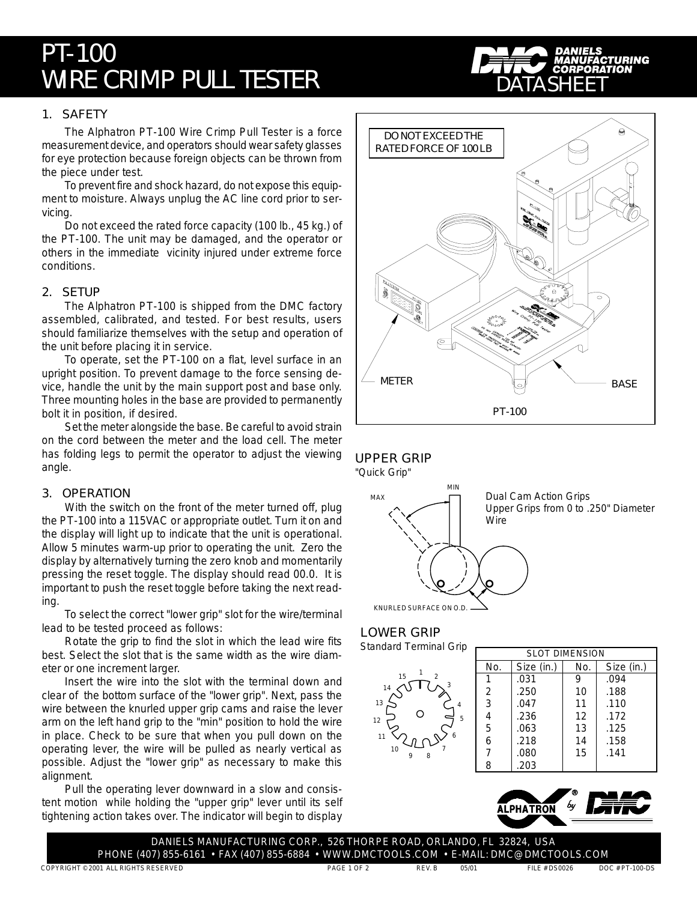# PT-100 WIRE CRIMP PULL TESTER

DANIELS MANUFACTURING CORPORATION
DATASHEET

## 1. SAFETY

The Alphatron PT-100 Wire Crimp Pull Tester is a force measurement device, and operators should wear safety glasses for eye protection because foreign objects can be thrown from the piece under test.

To prevent fire and shock hazard, do not expose this equipment to moisture. Always unplug the AC line cord prior to servicing.

Do not exceed the rated force capacity (100 lb., 45 kg.) of the PT-100. The unit may be damaged, and the operator or others in the immediate vicinity injured under extreme force conditions.

## 2. SETUP

The Alphatron PT-100 is shipped from the DMC factory assembled, calibrated, and tested. For best results, users should familiarize themselves with the setup and operation of the unit before placing it in service.

To operate, set the PT-100 on a flat, level surface in an upright position. To prevent damage to the force sensing device, handle the unit by the main support post and base only. Three mounting holes in the base are provided to permanently bolt it in position, if desired.

Set the meter alongside the base. Be careful to avoid strain on the cord between the meter and the load cell. The meter has folding legs to permit the operator to adjust the viewing angle.

## 3. OPERATION

With the switch on the front of the meter turned off, plug the PT-100 into a 115VAC or appropriate outlet. Turn it on and the display will light up to indicate that the unit is operational. Allow 5 minutes warm-up prior to operating the unit. Zero the display by alternatively turning the zero knob and momentarily pressing the reset toggle. The display should read 00.0. It is important to push the reset toggle before taking the next reading.

To select the correct "lower grip" slot for the wire/terminal lead to be tested proceed as follows:

Rotate the grip to find the slot in which the lead wire fits best. Select the slot that is the same width as the wire diameter or one increment larger.

Insert the wire into the slot with the terminal down and clear of the bottom surface of the "lower grip". Next, pass the wire between the knurled upper grip cams and raise the lever arm on the left hand grip to the "min" position to hold the wire in place. Check to be sure that when you pull down on the operating lever, the wire will be pulled as nearly vertical as possible. Adjust the "lower grip" as necessary to make this alignment.

Pull the operating lever downward in a slow and consistent motion while holding the "upper grip" lever until its self tightening action takes over. The indicator will begin to display

DO NOT EXCEED THE RATED FORCE OF 100 LB

METER

BASE

PT-100

### UPPER GRIP

"Quick Grip"

MIN

MAX

Dual Cam Action Grips
Upper Grips from 0 to .250" Diameter Wire

KNURLED SURFACE ON O.D.

### LOWER GRIP

Standard Terminal Grip

| SLOT DIMENSION | | | |
|---|---|---|---|
| No. | Size (in.) | No. | Size (in.) |
| 1 | .031 | 9 | .094 |
| 2 | .250 | 10 | .188 |
| 3 | .047 | 11 | .110 |
| 4 | .236 | 12 | .172 |
| 5 | .063 | 13 | .125 |
| 6 | .218 | 14 | .158 |
| 7 | .080 | 15 | .141 |
| 8 | .203 | | |

ALPHATRON by DMC

DANIELS MANUFACTURING CORP., 526 THORPE ROAD, ORLANDO, FL 32824, USA
PHONE (407) 855-6161 • FAX (407) 855-6884 • WWW.DMCTOOLS.COM • E-MAIL: DMC@DMCTOOLS.COM

COPYRIGHT ©2001 ALL RIGHTS RESERVED REV. B 05/01 FILE #DS0026 DOC #PT-100-DS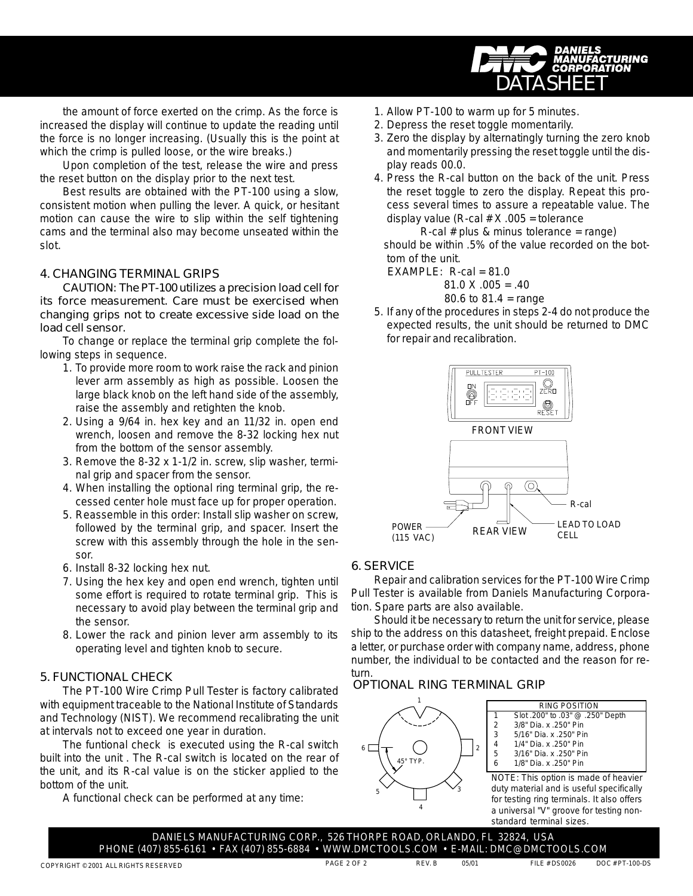the amount of force exerted on the crimp. As the force is increased the display will continue to update the reading until the force is no longer increasing. (Usually this is the point at which the crimp is pulled loose, or the wire breaks.)

Upon completion of the test, release the wire and press the reset button on the display prior to the next test.

Best results are obtained with the PT-100 using a slow, consistent motion when pulling the lever. A quick, or hesitant motion can cause the wire to slip within the self tightening cams and the terminal also may become unseated within the slot.

## 4. CHANGING TERMINAL GRIPS

CAUTION: The PT-100 utilizes a precision load cell for its force measurement. Care must be exercised when changing grips not to create excessive side load on the load cell sensor.

To change or replace the terminal grip complete the following steps in sequence.

1. To provide more room to work raise the rack and pinion lever arm assembly as high as possible. Loosen the large black knob on the left hand side of the assembly, raise the assembly and retighten the knob.
2. Using a 9/64 in. hex key and an 11/32 in. open end wrench, loosen and remove the 8-32 locking hex nut from the bottom of the sensor assembly.
3. Remove the 8-32 x 1-1/2 in. screw, slip washer, terminal grip and spacer from the sensor.
4. When installing the optional ring terminal grip, the recessed center hole must face up for proper operation.
5. Reassemble in this order: Install slip washer on screw, followed by the terminal grip, and spacer. Insert the screw with this assembly through the hole in the sensor.
6. Install 8-32 locking hex nut.
7. Using the hex key and open end wrench, tighten until some effort is required to rotate terminal grip. This is necessary to avoid play between the terminal grip and the sensor.
8. Lower the rack and pinion lever arm assembly to its operating level and tighten knob to secure.

## 5. FUNCTIONAL CHECK

The PT-100 Wire Crimp Pull Tester is factory calibrated with equipment traceable to the National Institute of Standards and Technology (NIST). We recommend recalibrating the unit at intervals not to exceed one year in duration.

The funtional check is executed using the R-cal switch built into the unit . The R-cal switch is located on the rear of the unit, and its R-cal value is on the sticker applied to the bottom of the unit.

A functional check can be performed at any time:

1. Allow PT-100 to warm up for 5 minutes.
2. Depress the reset toggle momentarily.
3. Zero the display by alternatingly turning the zero knob and momentarily pressing the reset toggle until the display reads 00.0.
4. Press the R-cal button on the back of the unit. Press the reset toggle to zero the display. Repeat this process several times to assure a repeatable value. The display value (R-cal # X .005 = tolerance
   R-cal # plus & minus tolerance = range)
   should be within .5% of the value recorded on the bottom of the unit.
   EXAMPLE: R-cal = 81.0
   81.0 X .005 = .40
   80.6 to 81.4 = range
5. If any of the procedures in steps 2-4 do not produce the expected results, the unit should be returned to DMC for repair and recalibration.

PULLTESTER PT-100
ON
OFF
ZERO
RESET

FRONT VIEW

R-cal
POWER (115 VAC)
REAR VIEW
LEAD TO LOAD CELL

## 6. SERVICE

Repair and calibration services for the PT-100 Wire Crimp Pull Tester is available from Daniels Manufacturing Corporation. Spare parts are also available.

Should it be necessary to return the unit for service, please ship to the address on this datasheet, freight prepaid. Enclose a letter, or purchase order with company name, address, phone number, the individual to be contacted and the reason for return.

## OPTIONAL RING TERMINAL GRIP

1
2
3
4
5
6
45° TYP.

| RING POSITION | |
|---|---|
| 1 | Slot .200" to .03" @ .250" Depth |
| 2 | 3/8" Dia. x .250" Pin |
| 3 | 5/16" Dia. x .250" Pin |
| 4 | 1/4" Dia. x .250" Pin |
| 5 | 3/16" Dia. x .250" Pin |
| 6 | 1/8" Dia. x .250" Pin |

NOTE: This option is made of heavier duty material and is useful specifically for testing ring terminals. It also offers a universal "V" groove for testing non-standard terminal sizes.

DANIELS MANUFACTURING CORP., 526 THORPE ROAD, ORLANDO, FL 32824, USA
PHONE (407) 855-6161 • FAX (407) 855-6884 • WWW.DMCTOOLS.COM • E-MAIL: DMC@DMCTOOLS.COM